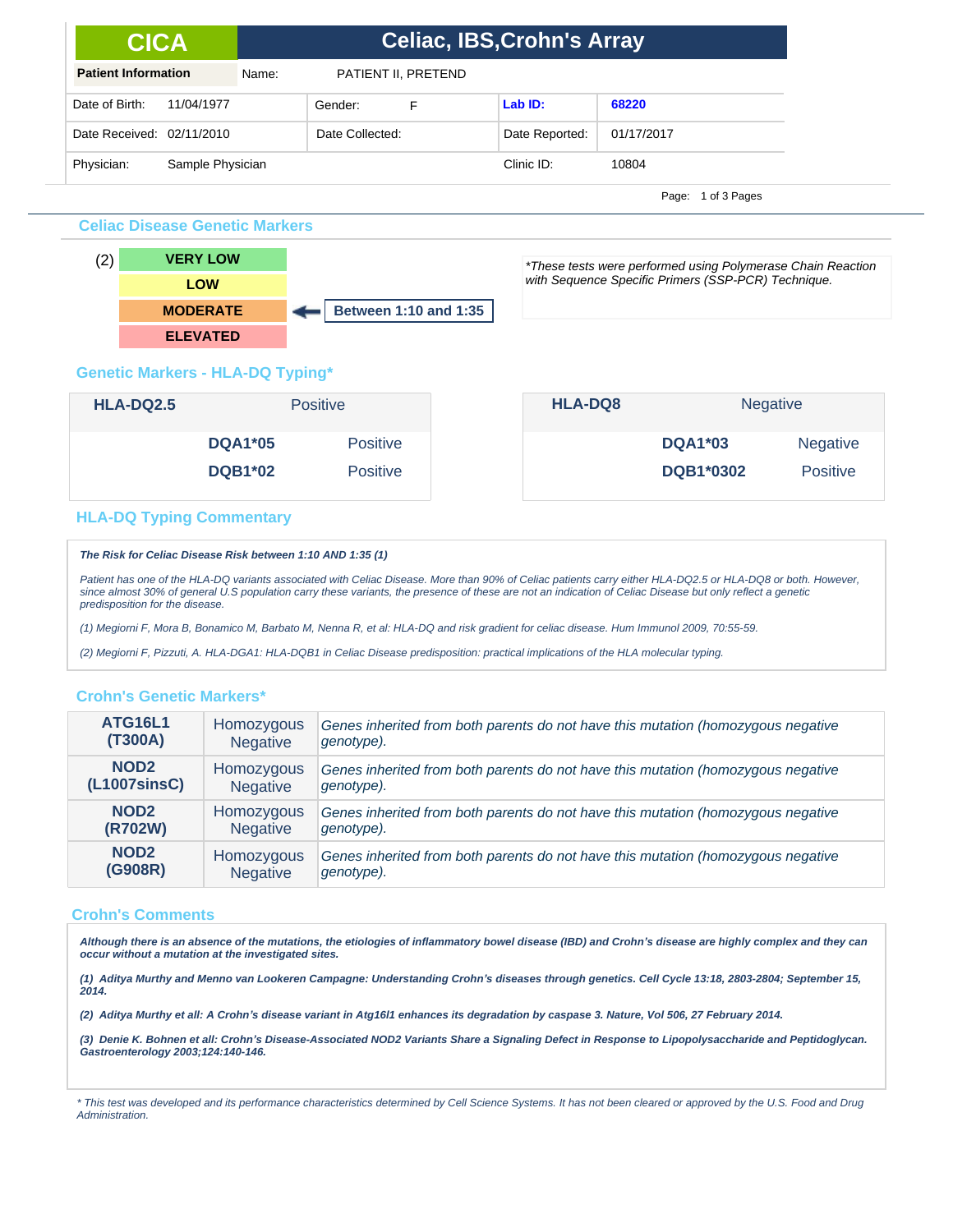# CICA — Celiac, IBS,Crohn's Array

| Patient Information | Name: | PATIENT II, PRETEND | |
|---|---|---|---|
| Date of Birth: 11/04/1977 | Gender: F | Lab ID: | 68220 |
| Date Received: 02/11/2010 | Date Collected: | Date Reported: | 01/17/2017 |
| Physician: Sample Physician | | Clinic ID: | 10804 |

## Celiac Disease Genetic Markers

(2)

- VERY LOW
- LOW
- MODERATE ← **Between 1:10 and 1:35**
- ELEVATED

*\*These tests were performed using Polymerase Chain Reaction with Sequence Specific Primers (SSP-PCR) Technique.*

## Genetic Markers - HLA-DQ Typing*

| HLA-DQ2.5 | Positive |
|---|---|
| DQA1*05 | Positive |
| DQB1*02 | Positive |

| HLA-DQ8 | Negative |
|---|---|
| DQA1*03 | Negative |
| DQB1*0302 | Positive |

## HLA-DQ Typing Commentary

***The Risk for Celiac Disease Risk between 1:10 AND 1:35 (1)***

*Patient has one of the HLA-DQ variants associated with Celiac Disease. More than 90% of Celiac patients carry either HLA-DQ2.5 or HLA-DQ8 or both. However, since almost 30% of general U.S population carry these variants, the presence of these are not an indication of Celiac Disease but only reflect a genetic predisposition for the disease.*

*(1) Megiorni F, Mora B, Bonamico M, Barbato M, Nenna R, et al: HLA-DQ and risk gradient for celiac disease. Hum Immunol 2009, 70:55-59.*

*(2) Megiorni F, Pizzuti, A. HLA-DGA1: HLA-DQB1 in Celiac Disease predisposition: practical implications of the HLA molecular typing.*

## Crohn's Genetic Markers*

| Marker | Result | Interpretation |
|---|---|---|
| **ATG16L1 (T300A)** | Homozygous Negative | *Genes inherited from both parents do not have this mutation (homozygous negative genotype).* |
| **NOD2 (L1007sinsC)** | Homozygous Negative | *Genes inherited from both parents do not have this mutation (homozygous negative genotype).* |
| **NOD2 (R702W)** | Homozygous Negative | *Genes inherited from both parents do not have this mutation (homozygous negative genotype).* |
| **NOD2 (G908R)** | Homozygous Negative | *Genes inherited from both parents do not have this mutation (homozygous negative genotype).* |

## Crohn's Comments

***Although there is an absence of the mutations, the etiologies of inflammatory bowel disease (IBD) and Crohn's disease are highly complex and they can occur without a mutation at the investigated sites.***

***(1) Aditya Murthy and Menno van Lookeren Campagne: Understanding Crohn's diseases through genetics. Cell Cycle 13:18, 2803-2804; September 15, 2014.***

***(2) Aditya Murthy et all: A Crohn's disease variant in Atg16l1 enhances its degradation by caspase 3. Nature, Vol 506, 27 February 2014.***

***(3) Denie K. Bohnen et all: Crohn's Disease-Associated NOD2 Variants Share a Signaling Defect in Response to Lipopolysaccharide and Peptidoglycan. Gastroenterology 2003;124:140-146.***

*\* This test was developed and its performance characteristics determined by Cell Science Systems. It has not been cleared or approved by the U.S. Food and Drug Administration.*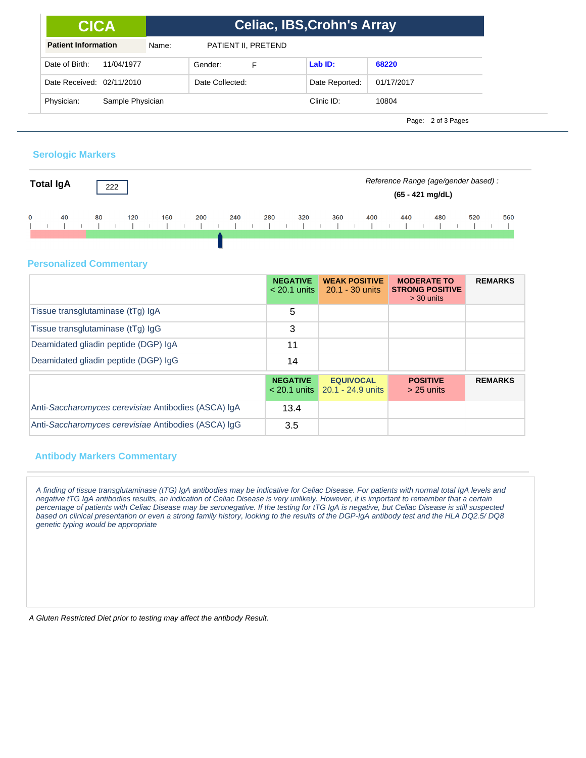# CICA — Celiac, IBS,Crohn's Array

| Patient Information | Name: | PATIENT II, PRETEND | | | |
|---|---|---|---|---|---|
| Date of Birth: 11/04/1977 | Gender: | F | Lab ID: | 68220 | |
| Date Received: 02/11/2010 | Date Collected: | | Date Reported: | 01/17/2017 | |
| Physician: Sample Physician | | | Clinic ID: | 10804 | |

## Serologic Markers

**Total IgA** 222

*Reference Range (age/gender based) :*

**(65 - 421 mg/dL)**

0 40 80 120 160 200 240 280 320 360 400 440 480 520 560

## Personalized Commentary

| | NEGATIVE < 20.1 units | WEAK POSITIVE 20.1 - 30 units | MODERATE TO STRONG POSITIVE > 30 units | REMARKS |
|---|---|---|---|---|
| Tissue transglutaminase (tTg) IgA | 5 | | | |
| Tissue transglutaminase (tTg) IgG | 3 | | | |
| Deamidated gliadin peptide (DGP) IgA | 11 | | | |
| Deamidated gliadin peptide (DGP) IgG | 14 | | | |

| | NEGATIVE < 20.1 units | EQUIVOCAL 20.1 - 24.9 units | POSITIVE > 25 units | REMARKS |
|---|---|---|---|---|
| Anti-*Saccharomyces cerevisiae* Antibodies (ASCA) IgA | 13.4 | | | |
| Anti-*Saccharomyces cerevisiae* Antibodies (ASCA) IgG | 3.5 | | | |

## Antibody Markers Commentary

*A finding of tissue transglutaminase (tTG) IgA antibodies may be indicative for Celiac Disease. For patients with normal total IgA levels and negative tTG IgA antibodies results, an indication of Celiac Disease is very unlikely. However, it is important to remember that a certain percentage of patients with Celiac Disease may be seronegative. If the testing for tTG IgA is negative, but Celiac Disease is still suspected based on clinical presentation or even a strong family history, looking to the results of the DGP-IgA antibody test and the HLA DQ2.5/ DQ8 genetic typing would be appropriate*

*A Gluten Restricted Diet prior to testing may affect the antibody Result.*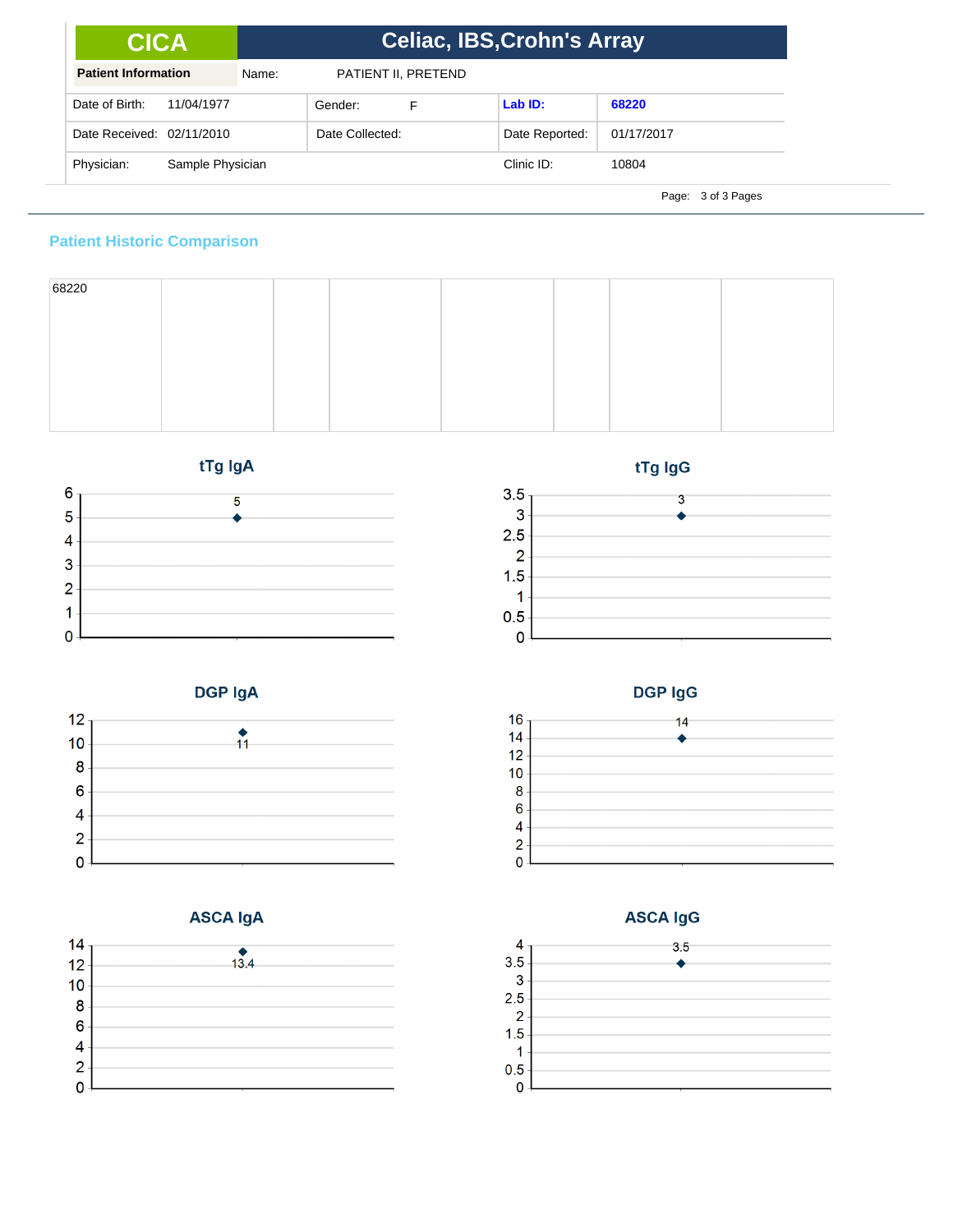# CICA

## Celiac, IBS,Crohn's Array

| | | | |
|---|---|---|---|
| **Patient Information** | Name: | PATIENT II, PRETEND | |
| Date of Birth: 11/04/1977 | Gender: F | **Lab ID:** | **68220** |
| Date Received: 02/11/2010 | Date Collected: | Date Reported: | 01/17/2017 |
| Physician: Sample Physician | | Clinic ID: | 10804 |

## Patient Historic Comparison

| | | | | | | | |
|---|---|---|---|---|---|---|---|
| 68220 | | | | | | | |

### tTg IgA

6
5
4
3
2
1
0
5

### tTg IgG

3.5
3
2.5
2
1.5
1
0.5
0
3

### DGP IgA

12
10
8
6
4
2
0
11

### DGP IgG

16
14
12
10
8
6
4
2
0
14

### ASCA IgA

14
12
10
8
6
4
2
0
13.4

### ASCA IgG

4
3.5
3
2.5
2
1.5
1
0.5
0
3.5